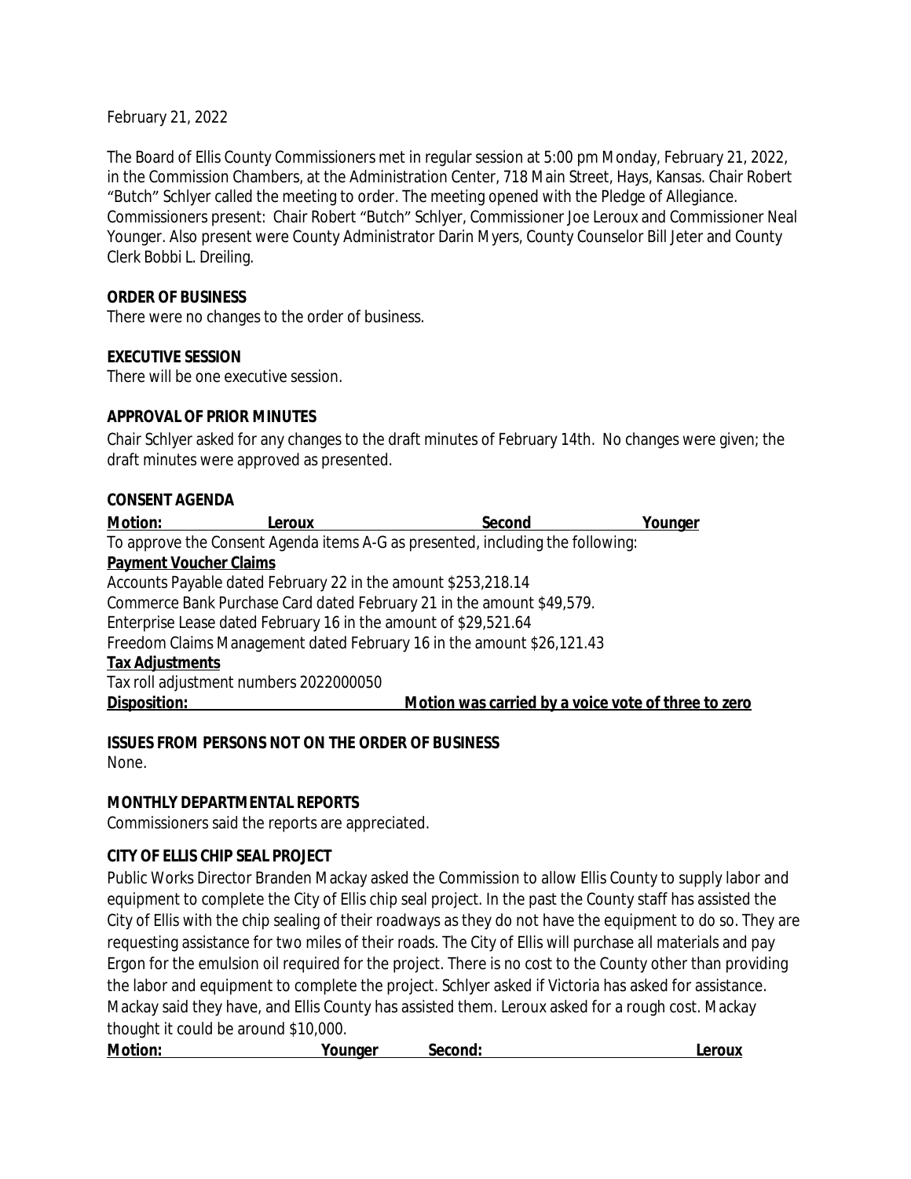February 21, 2022

The Board of Ellis County Commissioners met in regular session at 5:00 pm Monday, February 21, 2022, in the Commission Chambers, at the Administration Center, 718 Main Street, Hays, Kansas. Chair Robert "Butch" Schlyer called the meeting to order. The meeting opened with the Pledge of Allegiance. Commissioners present: Chair Robert "Butch" Schlyer, Commissioner Joe Leroux and Commissioner Neal Younger. Also present were County Administrator Darin Myers, County Counselor Bill Jeter and County Clerk Bobbi L. Dreiling.

**ORDER OF BUSINESS**

There were no changes to the order of business.

**EXECUTIVE SESSION**

There will be one executive session.

**APPROVAL OF PRIOR MINUTES**

Chair Schlyer asked for any changes to the draft minutes of February 14th. No changes were given; the draft minutes were approved as presented.

**CONSENT AGENDA**

**Motion: Leroux Second Younger**

To approve the Consent Agenda items A-G as presented, including the following:

**Payment Voucher Claims**

Accounts Payable dated February 22 in the amount $253,218.14

Commerce Bank Purchase Card dated February 21 in the amount $49,579.

Enterprise Lease dated February 16 in the amount of $29,521.64

Freedom Claims Management dated February 16 in the amount $26,121.43

**Tax Adjustments**

Tax roll adjustment numbers 2022000050

**Disposition: Motion was carried by a voice vote of three to zero**

**ISSUES FROM PERSONS NOT ON THE ORDER OF BUSINESS**

None.

**MONTHLY DEPARTMENTAL REPORTS**

Commissioners said the reports are appreciated.

**CITY OF ELLIS CHIP SEAL PROJECT**

Public Works Director Branden Mackay asked the Commission to allow Ellis County to supply labor and equipment to complete the City of Ellis chip seal project. In the past the County staff has assisted the City of Ellis with the chip sealing of their roadways as they do not have the equipment to do so. They are requesting assistance for two miles of their roads. The City of Ellis will purchase all materials and pay Ergon for the emulsion oil required for the project. There is no cost to the County other than providing the labor and equipment to complete the project. Schlyer asked if Victoria has asked for assistance. Mackay said they have, and Ellis County has assisted them. Leroux asked for a rough cost. Mackay thought it could be around $10,000.

**Motion: Younger Second: Leroux**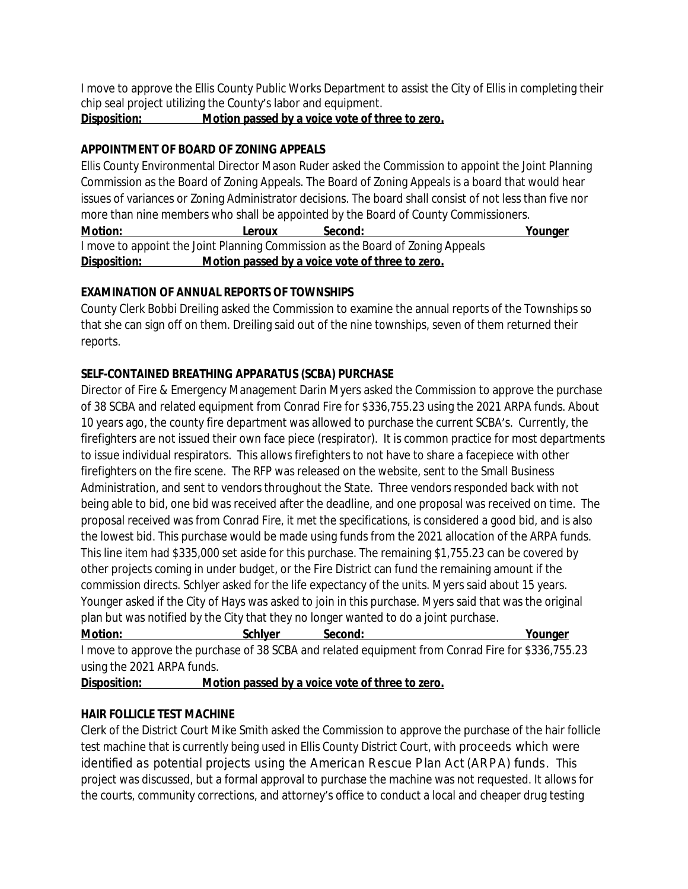I move to approve the Ellis County Public Works Department to assist the City of Ellis in completing their chip seal project utilizing the County's labor and equipment.

**Disposition: Motion passed by a voice vote of three to zero.**

**APPOINTMENT OF BOARD OF ZONING APPEALS**

Ellis County Environmental Director Mason Ruder asked the Commission to appoint the Joint Planning Commission as the Board of Zoning Appeals. The Board of Zoning Appeals is a board that would hear issues of variances or Zoning Administrator decisions. The board shall consist of not less than five nor more than nine members who shall be appointed by the Board of County Commissioners.

**Motion: Leroux Second: Younger**

I move to appoint the Joint Planning Commission as the Board of Zoning Appeals

**Disposition: Motion passed by a voice vote of three to zero.**

**EXAMINATION OF ANNUAL REPORTS OF TOWNSHIPS**

County Clerk Bobbi Dreiling asked the Commission to examine the annual reports of the Townships so that she can sign off on them. Dreiling said out of the nine townships, seven of them returned their reports.

**SELF-CONTAINED BREATHING APPARATUS (SCBA) PURCHASE**

Director of Fire & Emergency Management Darin Myers asked the Commission to approve the purchase of 38 SCBA and related equipment from Conrad Fire for $336,755.23 using the 2021 ARPA funds. About 10 years ago, the county fire department was allowed to purchase the current SCBA's. Currently, the firefighters are not issued their own face piece (respirator). It is common practice for most departments to issue individual respirators. This allows firefighters to not have to share a facepiece with other firefighters on the fire scene. The RFP was released on the website, sent to the Small Business Administration, and sent to vendors throughout the State. Three vendors responded back with not being able to bid, one bid was received after the deadline, and one proposal was received on time. The proposal received was from Conrad Fire, it met the specifications, is considered a good bid, and is also the lowest bid. This purchase would be made using funds from the 2021 allocation of the ARPA funds. This line item had $335,000 set aside for this purchase. The remaining $1,755.23 can be covered by other projects coming in under budget, or the Fire District can fund the remaining amount if the commission directs. Schlyer asked for the life expectancy of the units. Myers said about 15 years. Younger asked if the City of Hays was asked to join in this purchase. Myers said that was the original plan but was notified by the City that they no longer wanted to do a joint purchase.

**Motion: Schlyer Second: Younger**

I move to approve the purchase of 38 SCBA and related equipment from Conrad Fire for $336,755.23 using the 2021 ARPA funds.

**Disposition: Motion passed by a voice vote of three to zero.**

**HAIR FOLLICLE TEST MACHINE**

Clerk of the District Court Mike Smith asked the Commission to approve the purchase of the hair follicle test machine that is currently being used in Ellis County District Court, with proceeds which were identified as potential projects using the American Rescue Plan Act (ARPA) funds. This project was discussed, but a formal approval to purchase the machine was not requested. It allows for the courts, community corrections, and attorney's office to conduct a local and cheaper drug testing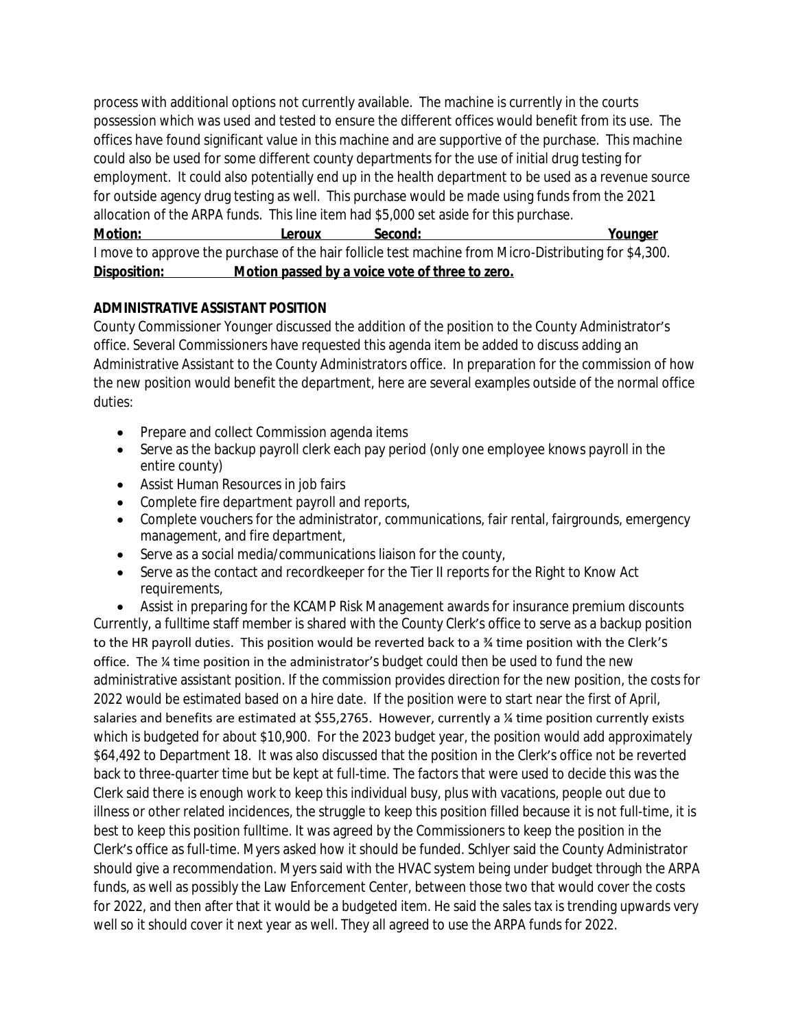process with additional options not currently available. The machine is currently in the courts possession which was used and tested to ensure the different offices would benefit from its use. The offices have found significant value in this machine and are supportive of the purchase. This machine could also be used for some different county departments for the use of initial drug testing for employment. It could also potentially end up in the health department to be used as a revenue source for outside agency drug testing as well. This purchase would be made using funds from the 2021 allocation of the ARPA funds. This line item had $5,000 set aside for this purchase.

**Motion:** **Leroux** **Second:** **Younger**

I move to approve the purchase of the hair follicle test machine from Micro-Distributing for $4,300.

**Disposition:** **Motion passed by a voice vote of three to zero.**

**ADMINISTRATIVE ASSISTANT POSITION**

County Commissioner Younger discussed the addition of the position to the County Administrator's office. Several Commissioners have requested this agenda item be added to discuss adding an Administrative Assistant to the County Administrators office. In preparation for the commission of how the new position would benefit the department, here are several examples outside of the normal office duties:

- Prepare and collect Commission agenda items
- Serve as the backup payroll clerk each pay period (only one employee knows payroll in the entire county)
- Assist Human Resources in job fairs
- Complete fire department payroll and reports,
- Complete vouchers for the administrator, communications, fair rental, fairgrounds, emergency management, and fire department,
- Serve as a social media/communications liaison for the county,
- Serve as the contact and recordkeeper for the Tier II reports for the Right to Know Act requirements,
- Assist in preparing for the KCAMP Risk Management awards for insurance premium discounts

Currently, a fulltime staff member is shared with the County Clerk's office to serve as a backup position to the HR payroll duties. This position would be reverted back to a ¾ time position with the Clerk's office. The ¼ time position in the administrator's budget could then be used to fund the new administrative assistant position. If the commission provides direction for the new position, the costs for 2022 would be estimated based on a hire date. If the position were to start near the first of April, salaries and benefits are estimated at $55,2765. However, currently a ¼ time position currently exists which is budgeted for about $10,900. For the 2023 budget year, the position would add approximately $64,492 to Department 18. It was also discussed that the position in the Clerk's office not be reverted back to three-quarter time but be kept at full-time. The factors that were used to decide this was the Clerk said there is enough work to keep this individual busy, plus with vacations, people out due to illness or other related incidences, the struggle to keep this position filled because it is not full-time, it is best to keep this position fulltime. It was agreed by the Commissioners to keep the position in the Clerk's office as full-time. Myers asked how it should be funded. Schlyer said the County Administrator should give a recommendation. Myers said with the HVAC system being under budget through the ARPA funds, as well as possibly the Law Enforcement Center, between those two that would cover the costs for 2022, and then after that it would be a budgeted item. He said the sales tax is trending upwards very well so it should cover it next year as well. They all agreed to use the ARPA funds for 2022.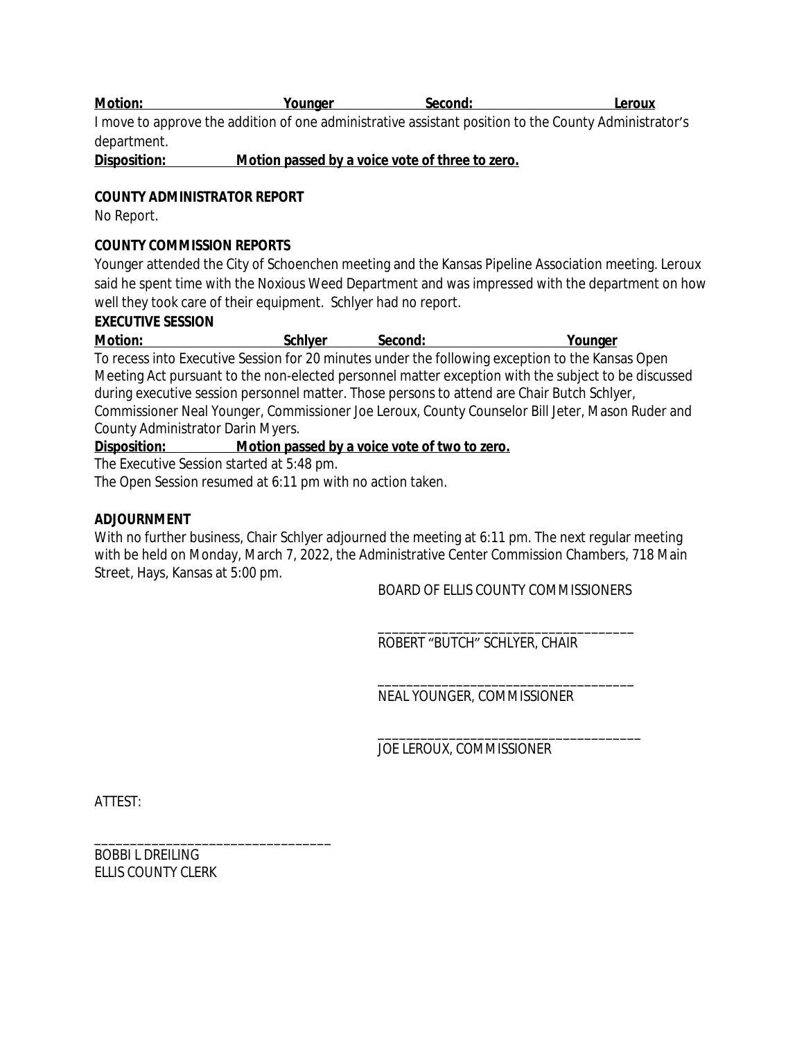**Motion: Younger Second: Leroux**

I move to approve the addition of one administrative assistant position to the County Administrator's department.

**Disposition: Motion passed by a voice vote of three to zero.**

**COUNTY ADMINISTRATOR REPORT**

No Report.

**COUNTY COMMISSION REPORTS**

Younger attended the City of Schoenchen meeting and the Kansas Pipeline Association meeting. Leroux said he spent time with the Noxious Weed Department and was impressed with the department on how well they took care of their equipment. Schlyer had no report.

**EXECUTIVE SESSION**

**Motion: Schlyer Second: Younger**

To recess into Executive Session for 20 minutes under the following exception to the Kansas Open Meeting Act pursuant to the non-elected personnel matter exception with the subject to be discussed during executive session personnel matter. Those persons to attend are Chair Butch Schlyer, Commissioner Neal Younger, Commissioner Joe Leroux, County Counselor Bill Jeter, Mason Ruder and County Administrator Darin Myers.

**Disposition: Motion passed by a voice vote of two to zero.**

The Executive Session started at 5:48 pm.

The Open Session resumed at 6:11 pm with no action taken.

**ADJOURNMENT**

With no further business, Chair Schlyer adjourned the meeting at 6:11 pm. The next regular meeting with be held on Monday, March 7, 2022, the Administrative Center Commission Chambers, 718 Main Street, Hays, Kansas at 5:00 pm.

BOARD OF ELLIS COUNTY COMMISSIONERS

____________________________________

ROBERT "BUTCH" SCHLYER, CHAIR

____________________________________

NEAL YOUNGER, COMMISSIONER

____________________________________

JOE LEROUX, COMMISSIONER

ATTEST:

________________________________

BOBBI L DREILING
ELLIS COUNTY CLERK